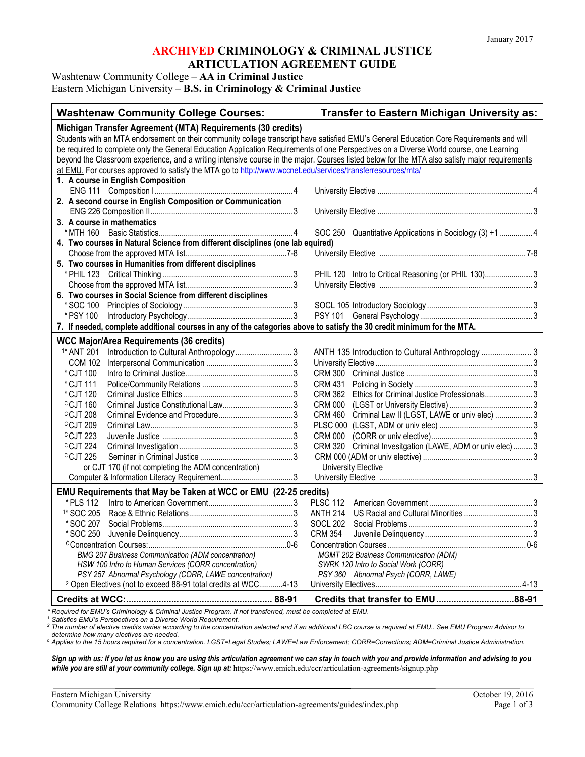January 2017

# ARCHIVED CRIMINOLOGY & CRIMINAL JUSTICE ARTICULATION AGREEMENT GUIDE

Washtenaw Community College – **AA in Criminal Justice**
Eastern Michigan University – **B.S. in Criminology & Criminal Justice**

| Washtenaw Community College Courses: | | Transfer to Eastern Michigan University as: | |
|---|---|---|---|
| **Michigan Transfer Agreement (MTA) Requirements (30 credits)** | | | |
| Students with an MTA endorsement on their community college transcript have satisfied EMU's General Education Core Requirements and will be required to complete only the General Education Application Requirements of one Perspectives on a Diverse World course, one Learning beyond the Classroom experience, and a writing intensive course in the major. <u>Courses listed below for the MTA also satisfy major requirements at EMU.</u> For courses approved to satisfy the MTA go to http://www.wccnet.edu/services/transferresources/mta/ | | | |
| **1. A course in English Composition** | | | |
| ENG 111 Composition I | 4 | University Elective | 4 |
| **2. A second course in English Composition or Communication** | | | |
| ENG 226 Composition II | 3 | University Elective | 3 |
| **3. A course in mathematics** | | | |
| * MTH 160 Basic Statistics | 4 | SOC 250 Quantitative Applications in Sociology (3) +1 | 4 |
| **4. Two courses in Natural Science from different disciplines (one lab equired)** | | | |
| Choose from the approved MTA list | 7-8 | University Elective | 7-8 |
| **5. Two courses in Humanities from different disciplines** | | | |
| * PHIL 123 Critical Thinking | 3 | PHIL 120 Intro to Critical Reasoning (or PHIL 130) | 3 |
| Choose from the approved MTA list | 3 | University Elective | 3 |
| **6. Two courses in Social Science from different disciplines** | | | |
| * SOC 100 Principles of Sociology | 3 | SOCL 105 Introductory Sociology | 3 |
| * PSY 100 Introductory Psychology | 3 | PSY 101 General Psychology | 3 |
| **7. If needed, complete additional courses in any of the categories above to satisfy the 30 credit minimum for the MTA.** | | | |
| **WCC Major/Area Requirements (36 credits)** | | | |
| 1* ANT 201 Introduction to Cultural Anthropology | 3 | ANTH 135 Introduction to Cultural Anthropology | 3 |
| COM 102 Interpersonal Communication | 3 | University Elective | 3 |
| * CJT 100 Intro to Criminal Justice | 3 | CRM 300 Criminal Justice | 3 |
| * CJT 111 Police/Community Relations | 3 | CRM 431 Policing in Society | 3 |
| * CJT 120 Criminal Justice Ethics | 3 | CRM 362 Ethics for Criminal Justice Professionals | 3 |
| c CJT 160 Criminal Justice Constitutional Law | 3 | CRM 000 (LGST or University Elective) | 3 |
| c CJT 208 Criminal Evidence and Procedure | 3 | CRM 460 Criminal Law II (LGST, LAWE or univ elec) | 3 |
| c CJT 209 Criminal Law | 3 | PLSC 000 (LGST, ADM or univ elec) | 3 |
| c CJT 223 Juvenile Justice | 3 | CRM 000 (CORR or univ elective) | 3 |
| c CJT 224 Criminal Investigation | 3 | CRM 320 Criminal Invesitgation (LAWE, ADM or univ elec) | 3 |
| c CJT 225 Seminar in Criminal Justice | 3 | CRM 000 (ADM or univ elective) | 3 |
| or CJT 170 (if not completing the ADM concentration) | | University Elective | |
| Computer & Information Literacy Requirement | 3 | University Elective | 3 |
| **EMU Requirements that May be Taken at WCC or EMU (22-25 credits)** | | | |
| * PLS 112 Intro to American Government | 3 | PLSC 112 American Government | 3 |
| 1* SOC 205 Race & Ethnic Relations | 3 | ANTH 214 US Racial and Cultural Minorities | 3 |
| * SOC 207 Social Problems | 3 | SOCL 202 Social Problems | 3 |
| * SOC 250 Juvenile Delinquency | 3 | CRM 354 Juvenile Delinquency | 3 |
| c Concentration Courses: | 0-6 | Concentration Courses | 0-6 |
| *BMG 207 Business Communication (ADM concentration)* | | *MGMT 202 Business Communication (ADM)* | |
| *HSW 100 Intro to Human Services (CORR concentration)* | | *SWRK 120 Intro to Social Work (CORR)* | |
| *PSY 257 Abnormal Psychology (CORR, LAWE concentration)* | | *PSY 360 Abnormal Psych (CORR, LAWE)* | |
| 2 Open Electives (not to exceed 88-91 total credits at WCC | 4-13 | University Electives | 4-13 |
| **Credits at WCC:** | **88-91** | **Credits that transfer to EMU** | **88-91** |

*\* Required for EMU's Criminology & Criminal Justice Program. If not transferred, must be completed at EMU.*
*[1] Satisfies EMU's Perspectives on a Diverse World Requirement.*
*[2] The number of elective credits varies according to the concentration selected and if an additional LBC course is required at EMU.. See EMU Program Advisor to determine how many electives are needed.*
*[c] Applies to the 15 hours required for a concentration. LGST=Legal Studies; LAWE=Law Enforcement; CORR=Corrections; ADM=Criminal Justice Administration.*

***<u>Sign up with us:</u> If you let us know you are using this articulation agreement we can stay in touch with you and provide information and advising to you while you are still at your community college. Sign up at:*** https://www.emich.edu/ccr/articulation-agreements/signup.php

Eastern Michigan University
Community College Relations https://www.emich.edu/ccr/articulation-agreements/guides/index.php
October 19, 2016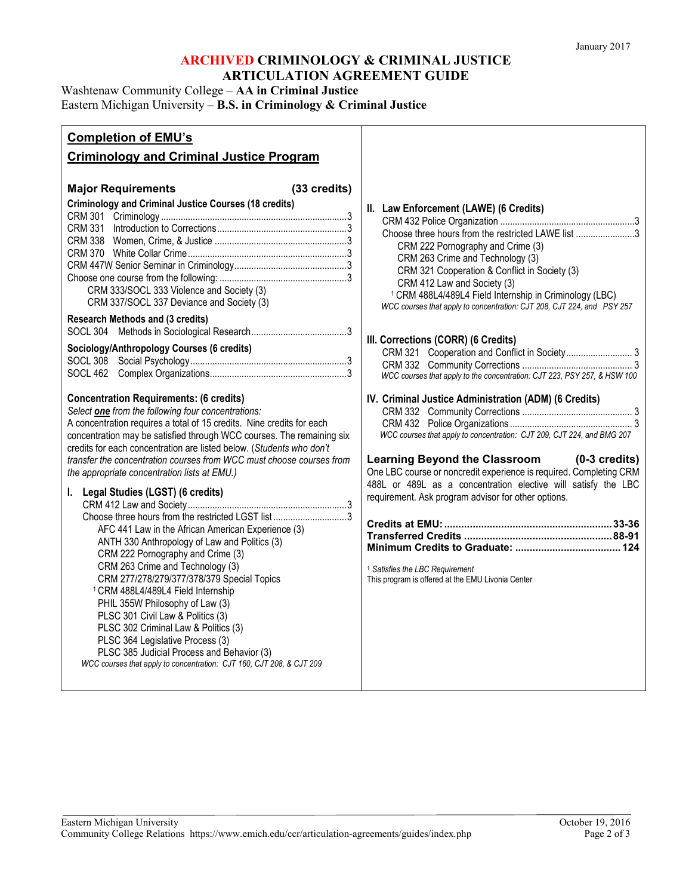January 2017

# ARCHIVED CRIMINOLOGY & CRIMINAL JUSTICE ARTICULATION AGREEMENT GUIDE

Washtenaw Community College – **AA in Criminal Justice**
Eastern Michigan University – **B.S. in Criminology & Criminal Justice**

## Completion of EMU's Criminology and Criminal Justice Program

### Major Requirements (33 credits)

**Criminology and Criminal Justice Courses (18 credits)**

CRM 301 Criminology ... 3
CRM 331 Introduction to Corrections ... 3
CRM 338 Women, Crime, & Justice ... 3
CRM 370 White Collar Crime ... 3
CRM 447W Senior Seminar in Criminology ... 3
Choose one course from the following: ... 3
- CRM 333/SOCL 333 Violence and Society (3)
- CRM 337/SOCL 337 Deviance and Society (3)

**Research Methods and (3 credits)**

SOCL 304 Methods in Sociological Research ... 3

**Sociology/Anthropology Courses (6 credits)**

SOCL 308 Social Psychology ... 3
SOCL 462 Complex Organizations ... 3

**Concentration Requirements: (6 credits)**

*Select **one** from the following four concentrations:*
A concentration requires a total of 15 credits. Nine credits for each concentration may be satisfied through WCC courses. The remaining six credits for each concentration are listed below. (*Students who don't transfer the concentration courses from WCC must choose courses from the appropriate concentration lists at EMU.)*

**I. Legal Studies (LGST) (6 credits)**

CRM 412 Law and Society ... 3
Choose three hours from the restricted LGST list ... 3
- AFC 441 Law in the African American Experience (3)
- ANTH 330 Anthropology of Law and Politics (3)
- CRM 222 Pornography and Crime (3)
- CRM 263 Crime and Technology (3)
- CRM 277/278/279/377/378/379 Special Topics
- [1] CRM 488L4/489L4 Field Internship
- PHIL 355W Philosophy of Law (3)
- PLSC 301 Civil Law & Politics (3)
- PLSC 302 Criminal Law & Politics (3)
- PLSC 364 Legislative Process (3)
- PLSC 385 Judicial Process and Behavior (3)

*WCC courses that apply to concentration: CJT 160, CJT 208, & CJT 209*

**II. Law Enforcement (LAWE) (6 Credits)**

CRM 432 Police Organization ... 3
Choose three hours from the restricted LAWE list ... 3
- CRM 222 Pornography and Crime (3)
- CRM 263 Crime and Technology (3)
- CRM 321 Cooperation & Conflict in Society (3)
- CRM 412 Law and Society (3)
- [1] CRM 488L4/489L4 Field Internship in Criminology (LBC)

*WCC courses that apply to concentration: CJT 208, CJT 224, and PSY 257*

**III. Corrections (CORR) (6 Credits)**

CRM 321 Cooperation and Conflict in Society ... 3
CRM 332 Community Corrections ... 3

*WCC courses that apply to the concentration: CJT 223, PSY 257, & HSW 100*

**IV. Criminal Justice Administration (ADM) (6 Credits)**

CRM 332 Community Corrections ... 3
CRM 432 Police Organizations ... 3

*WCC courses that apply to concentration: CJT 209, CJT 224, and BMG 207*

### Learning Beyond the Classroom (0-3 credits)

One LBC course or noncredit experience is required. Completing CRM 488L or 489L as a concentration elective will satisfy the LBC requirement. Ask program advisor for other options.

**Credits at EMU: ... 33-36**
**Transferred Credits ... 88-91**
**Minimum Credits to Graduate: ... 124**

[1] *Satisfies the LBC Requirement*
This program is offered at the EMU Livonia Center

Eastern Michigan University
Community College Relations https://www.emich.edu/ccr/articulation-agreements/guides/index.php
October 19, 2016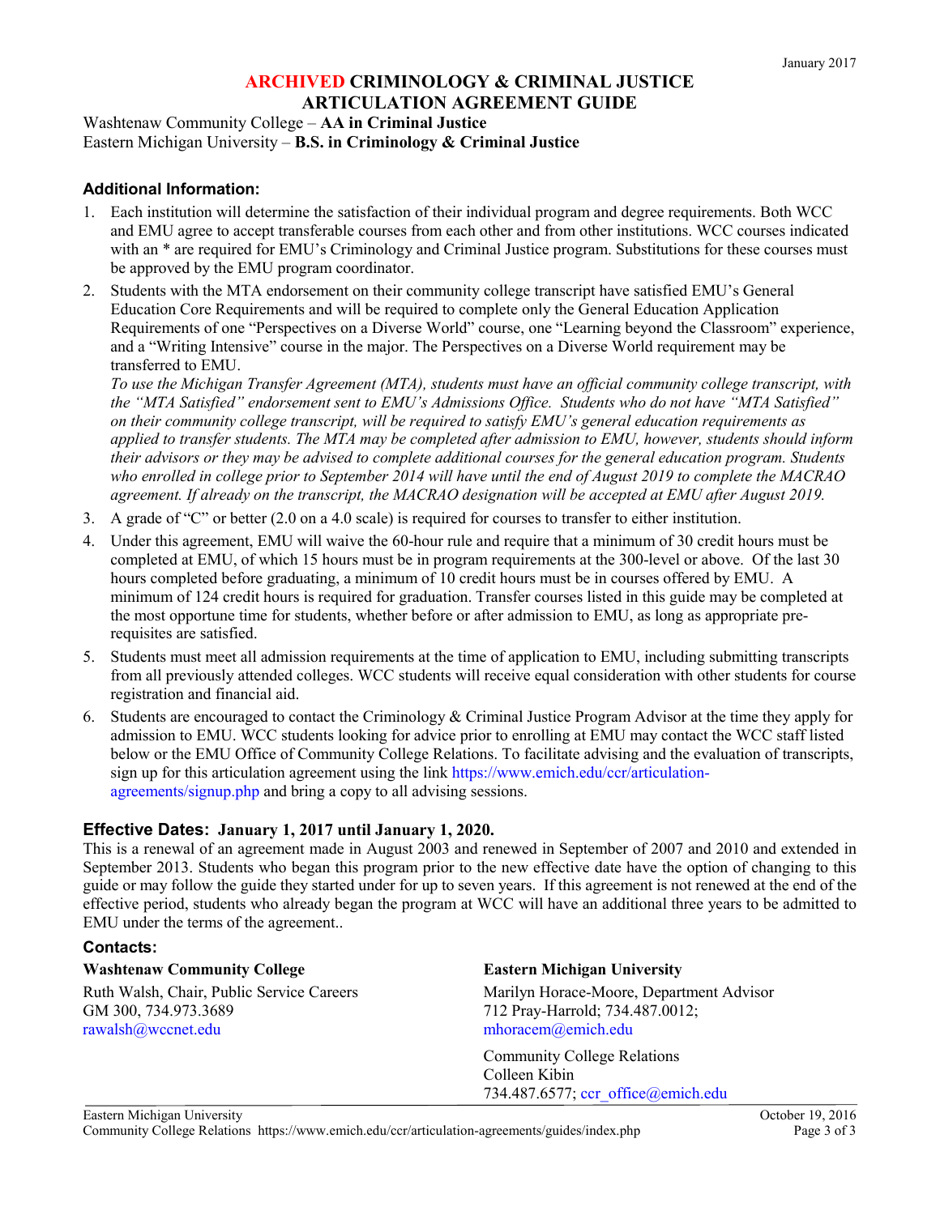January 2017

# ARCHIVED CRIMINOLOGY & CRIMINAL JUSTICE ARTICULATION AGREEMENT GUIDE

Washtenaw Community College – **AA in Criminal Justice**
Eastern Michigan University – **B.S. in Criminology & Criminal Justice**

### Additional Information:

1. Each institution will determine the satisfaction of their individual program and degree requirements. Both WCC and EMU agree to accept transferable courses from each other and from other institutions. WCC courses indicated with an * are required for EMU's Criminology and Criminal Justice program. Substitutions for these courses must be approved by the EMU program coordinator.
2. Students with the MTA endorsement on their community college transcript have satisfied EMU's General Education Core Requirements and will be required to complete only the General Education Application Requirements of one "Perspectives on a Diverse World" course, one "Learning beyond the Classroom" experience, and a "Writing Intensive" course in the major. The Perspectives on a Diverse World requirement may be transferred to EMU.
*To use the Michigan Transfer Agreement (MTA), students must have an official community college transcript, with the "MTA Satisfied" endorsement sent to EMU's Admissions Office. Students who do not have "MTA Satisfied" on their community college transcript, will be required to satisfy EMU's general education requirements as applied to transfer students. The MTA may be completed after admission to EMU, however, students should inform their advisors or they may be advised to complete additional courses for the general education program. Students who enrolled in college prior to September 2014 will have until the end of August 2019 to complete the MACRAO agreement. If already on the transcript, the MACRAO designation will be accepted at EMU after August 2019.*
3. A grade of "C" or better (2.0 on a 4.0 scale) is required for courses to transfer to either institution.
4. Under this agreement, EMU will waive the 60-hour rule and require that a minimum of 30 credit hours must be completed at EMU, of which 15 hours must be in program requirements at the 300-level or above. Of the last 30 hours completed before graduating, a minimum of 10 credit hours must be in courses offered by EMU. A minimum of 124 credit hours is required for graduation. Transfer courses listed in this guide may be completed at the most opportune time for students, whether before or after admission to EMU, as long as appropriate pre-requisites are satisfied.
5. Students must meet all admission requirements at the time of application to EMU, including submitting transcripts from all previously attended colleges. WCC students will receive equal consideration with other students for course registration and financial aid.
6. Students are encouraged to contact the Criminology & Criminal Justice Program Advisor at the time they apply for admission to EMU. WCC students looking for advice prior to enrolling at EMU may contact the WCC staff listed below or the EMU Office of Community College Relations. To facilitate advising and the evaluation of transcripts, sign up for this articulation agreement using the link https://www.emich.edu/ccr/articulation-agreements/signup.php and bring a copy to all advising sessions.

### Effective Dates: January 1, 2017 until January 1, 2020.

This is a renewal of an agreement made in August 2003 and renewed in September of 2007 and 2010 and extended in September 2013. Students who began this program prior to the new effective date have the option of changing to this guide or may follow the guide they started under for up to seven years. If this agreement is not renewed at the end of the effective period, students who already began the program at WCC will have an additional three years to be admitted to EMU under the terms of the agreement..

### Contacts:

**Washtenaw Community College**

Ruth Walsh, Chair, Public Service Careers
GM 300, 734.973.3689
rawalsh@wccnet.edu

**Eastern Michigan University**

Marilyn Horace-Moore, Department Advisor
712 Pray-Harrold; 734.487.0012;
mhoracem@emich.edu

Community College Relations
Colleen Kibin
734.487.6577; ccr_office@emich.edu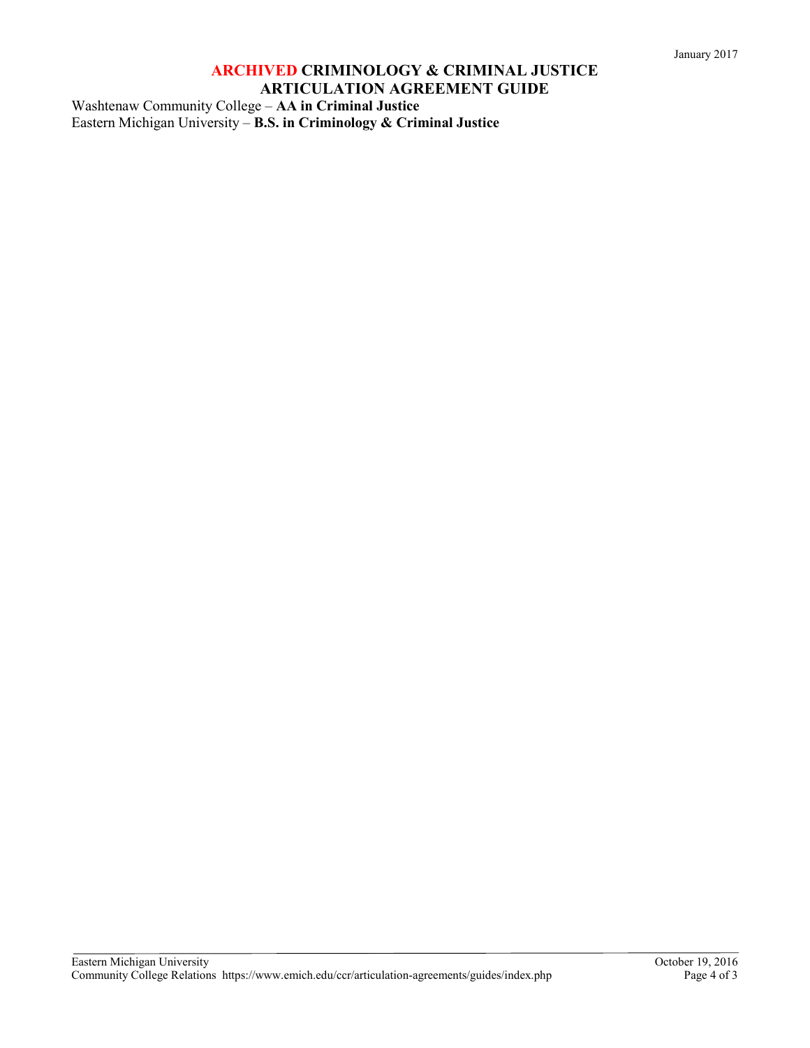# ARCHIVED CRIMINOLOGY & CRIMINAL JUSTICE ARTICULATION AGREEMENT GUIDE

Washtenaw Community College – **AA in Criminal Justice**
Eastern Michigan University – **B.S. in Criminology & Criminal Justice**